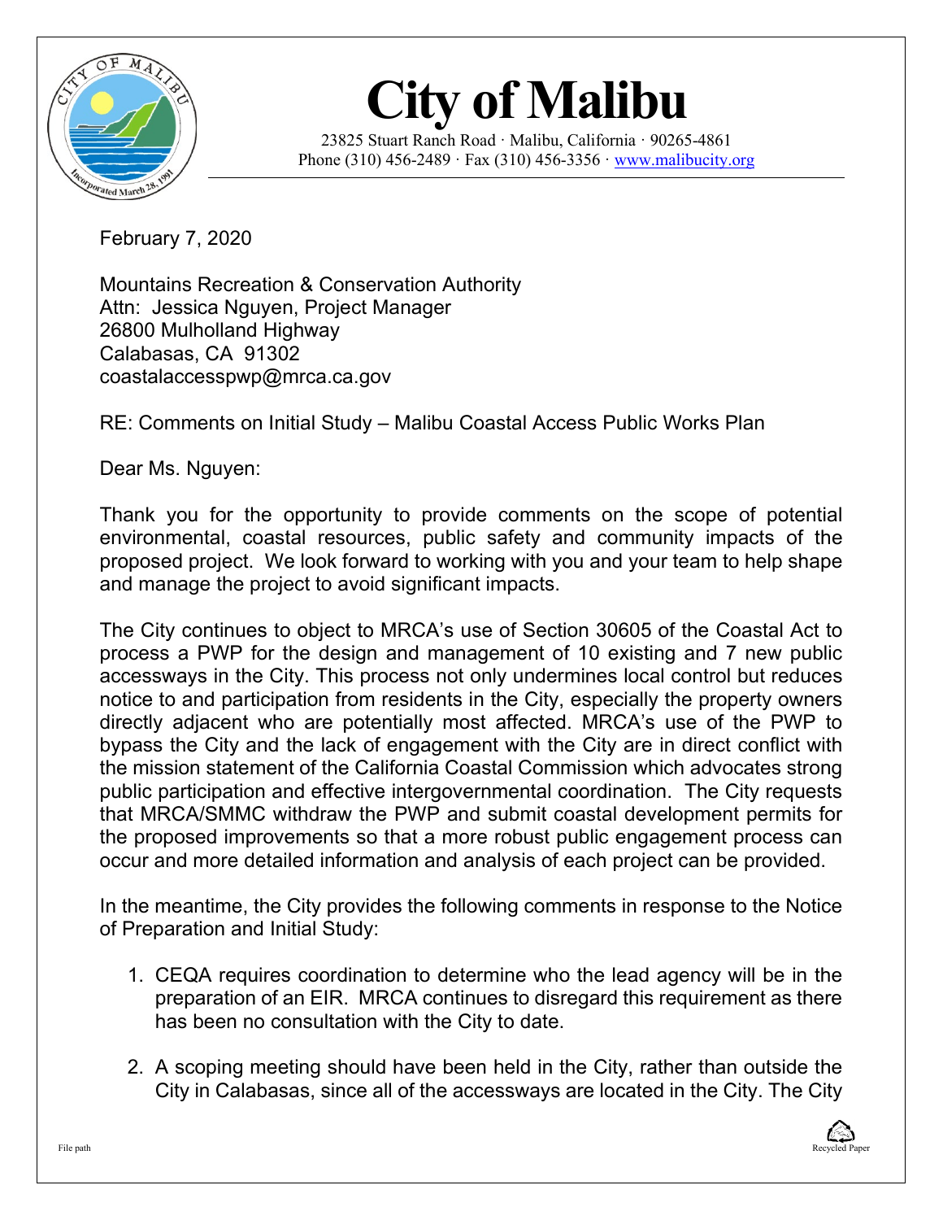# City of Malibu

23825 Stuart Ranch Road · Malibu, California · 90265-4861
Phone (310) 456-2489 · Fax (310) 456-3356 · www.malibucity.org

February 7, 2020

Mountains Recreation & Conservation Authority
Attn: Jessica Nguyen, Project Manager
26800 Mulholland Highway
Calabasas, CA 91302
coastalaccesspwp@mrca.ca.gov

RE: Comments on Initial Study – Malibu Coastal Access Public Works Plan

Dear Ms. Nguyen:

Thank you for the opportunity to provide comments on the scope of potential environmental, coastal resources, public safety and community impacts of the proposed project. We look forward to working with you and your team to help shape and manage the project to avoid significant impacts.

The City continues to object to MRCA's use of Section 30605 of the Coastal Act to process a PWP for the design and management of 10 existing and 7 new public accessways in the City. This process not only undermines local control but reduces notice to and participation from residents in the City, especially the property owners directly adjacent who are potentially most affected. MRCA's use of the PWP to bypass the City and the lack of engagement with the City are in direct conflict with the mission statement of the California Coastal Commission which advocates strong public participation and effective intergovernmental coordination. The City requests that MRCA/SMMC withdraw the PWP and submit coastal development permits for the proposed improvements so that a more robust public engagement process can occur and more detailed information and analysis of each project can be provided.

In the meantime, the City provides the following comments in response to the Notice of Preparation and Initial Study:

1. CEQA requires coordination to determine who the lead agency will be in the preparation of an EIR. MRCA continues to disregard this requirement as there has been no consultation with the City to date.
2. A scoping meeting should have been held in the City, rather than outside the City in Calabasas, since all of the accessways are located in the City. The City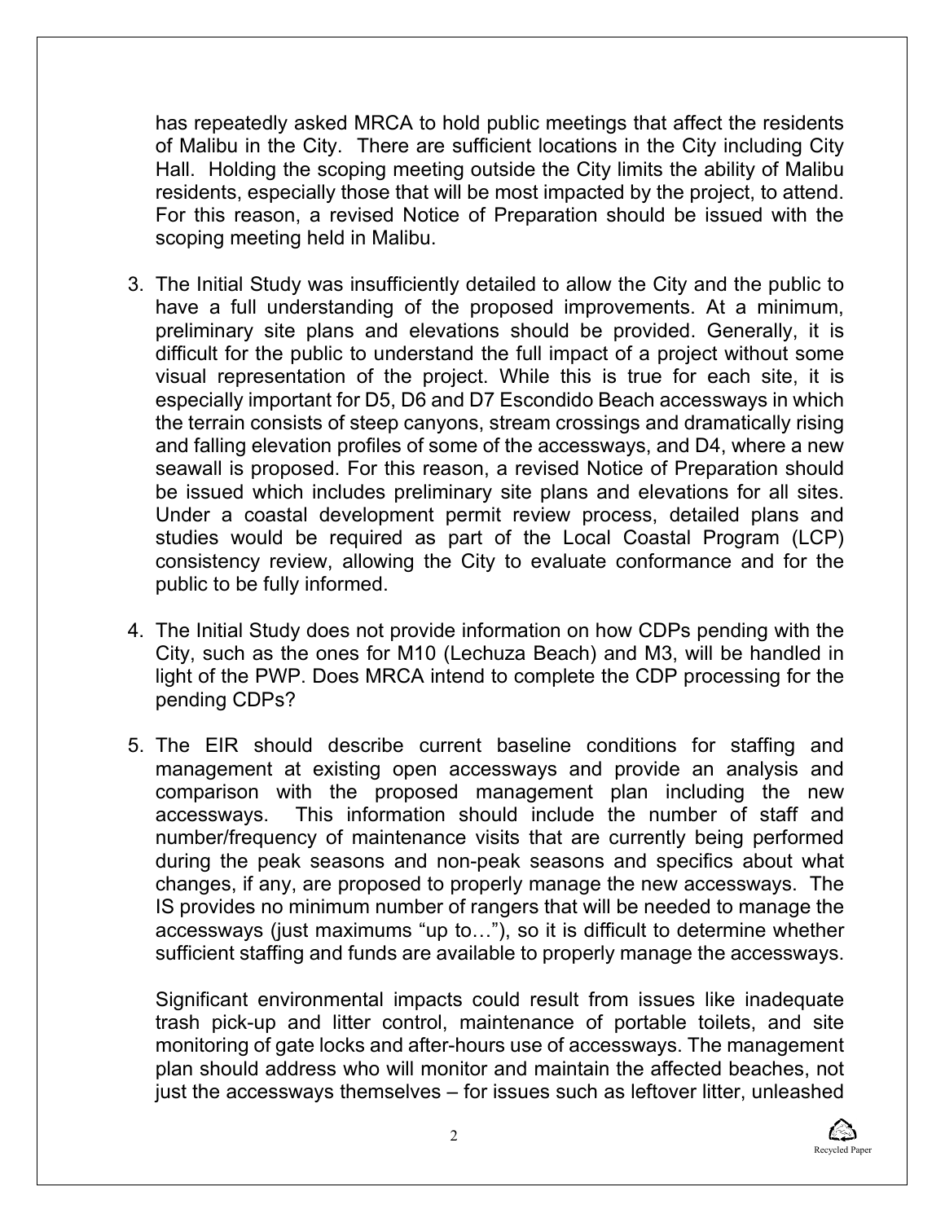has repeatedly asked MRCA to hold public meetings that affect the residents of Malibu in the City. There are sufficient locations in the City including City Hall. Holding the scoping meeting outside the City limits the ability of Malibu residents, especially those that will be most impacted by the project, to attend. For this reason, a revised Notice of Preparation should be issued with the scoping meeting held in Malibu.

3. The Initial Study was insufficiently detailed to allow the City and the public to have a full understanding of the proposed improvements. At a minimum, preliminary site plans and elevations should be provided. Generally, it is difficult for the public to understand the full impact of a project without some visual representation of the project. While this is true for each site, it is especially important for D5, D6 and D7 Escondido Beach accessways in which the terrain consists of steep canyons, stream crossings and dramatically rising and falling elevation profiles of some of the accessways, and D4, where a new seawall is proposed. For this reason, a revised Notice of Preparation should be issued which includes preliminary site plans and elevations for all sites. Under a coastal development permit review process, detailed plans and studies would be required as part of the Local Coastal Program (LCP) consistency review, allowing the City to evaluate conformance and for the public to be fully informed.

4. The Initial Study does not provide information on how CDPs pending with the City, such as the ones for M10 (Lechuza Beach) and M3, will be handled in light of the PWP. Does MRCA intend to complete the CDP processing for the pending CDPs?

5. The EIR should describe current baseline conditions for staffing and management at existing open accessways and provide an analysis and comparison with the proposed management plan including the new accessways. This information should include the number of staff and number/frequency of maintenance visits that are currently being performed during the peak seasons and non-peak seasons and specifics about what changes, if any, are proposed to properly manage the new accessways. The IS provides no minimum number of rangers that will be needed to manage the accessways (just maximums "up to…"), so it is difficult to determine whether sufficient staffing and funds are available to properly manage the accessways.

   Significant environmental impacts could result from issues like inadequate trash pick-up and litter control, maintenance of portable toilets, and site monitoring of gate locks and after-hours use of accessways. The management plan should address who will monitor and maintain the affected beaches, not just the accessways themselves – for issues such as leftover litter, unleashed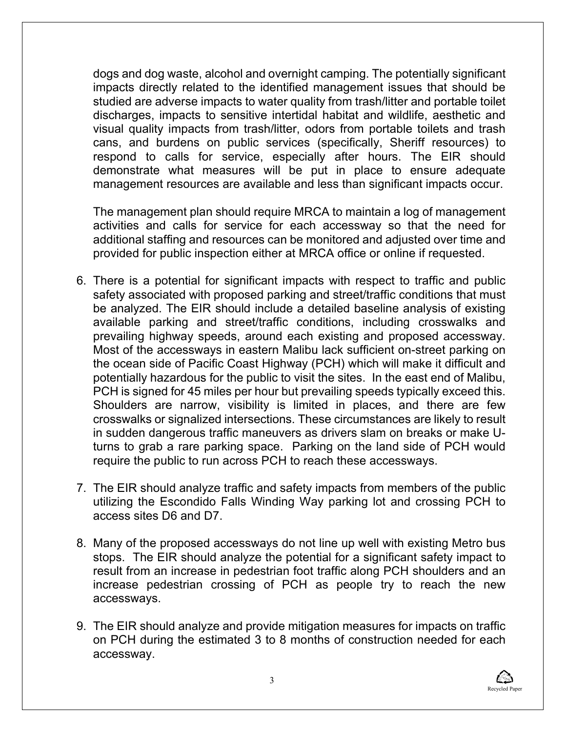dogs and dog waste, alcohol and overnight camping. The potentially significant impacts directly related to the identified management issues that should be studied are adverse impacts to water quality from trash/litter and portable toilet discharges, impacts to sensitive intertidal habitat and wildlife, aesthetic and visual quality impacts from trash/litter, odors from portable toilets and trash cans, and burdens on public services (specifically, Sheriff resources) to respond to calls for service, especially after hours. The EIR should demonstrate what measures will be put in place to ensure adequate management resources are available and less than significant impacts occur.

The management plan should require MRCA to maintain a log of management activities and calls for service for each accessway so that the need for additional staffing and resources can be monitored and adjusted over time and provided for public inspection either at MRCA office or online if requested.

6. There is a potential for significant impacts with respect to traffic and public safety associated with proposed parking and street/traffic conditions that must be analyzed. The EIR should include a detailed baseline analysis of existing available parking and street/traffic conditions, including crosswalks and prevailing highway speeds, around each existing and proposed accessway. Most of the accessways in eastern Malibu lack sufficient on-street parking on the ocean side of Pacific Coast Highway (PCH) which will make it difficult and potentially hazardous for the public to visit the sites. In the east end of Malibu, PCH is signed for 45 miles per hour but prevailing speeds typically exceed this. Shoulders are narrow, visibility is limited in places, and there are few crosswalks or signalized intersections. These circumstances are likely to result in sudden dangerous traffic maneuvers as drivers slam on breaks or make U-turns to grab a rare parking space. Parking on the land side of PCH would require the public to run across PCH to reach these accessways.

7. The EIR should analyze traffic and safety impacts from members of the public utilizing the Escondido Falls Winding Way parking lot and crossing PCH to access sites D6 and D7.

8. Many of the proposed accessways do not line up well with existing Metro bus stops. The EIR should analyze the potential for a significant safety impact to result from an increase in pedestrian foot traffic along PCH shoulders and an increase pedestrian crossing of PCH as people try to reach the new accessways.

9. The EIR should analyze and provide mitigation measures for impacts on traffic on PCH during the estimated 3 to 8 months of construction needed for each accessway.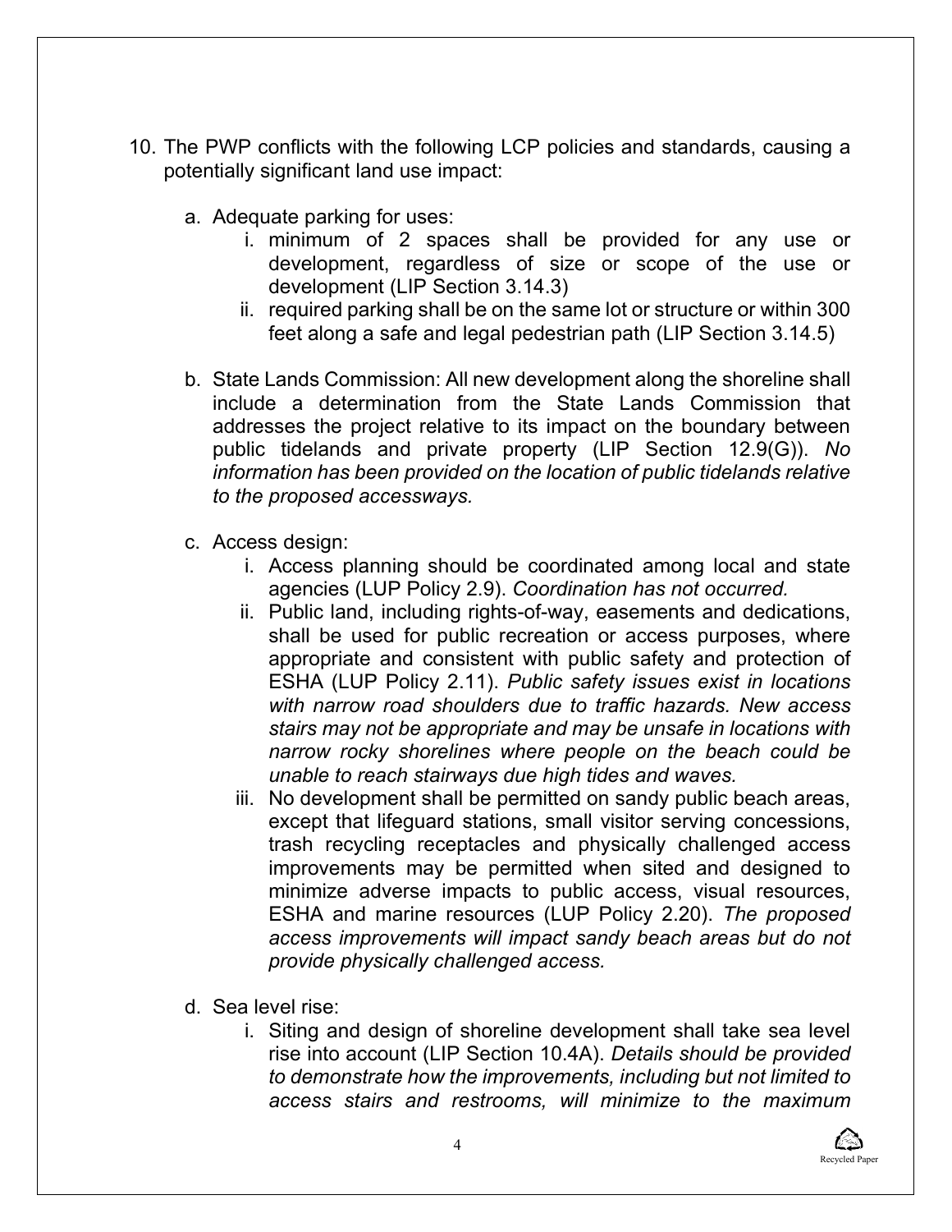10. The PWP conflicts with the following LCP policies and standards, causing a potentially significant land use impact:

    a. Adequate parking for uses:

        i. minimum of 2 spaces shall be provided for any use or development, regardless of size or scope of the use or development (LIP Section 3.14.3)

        ii. required parking shall be on the same lot or structure or within 300 feet along a safe and legal pedestrian path (LIP Section 3.14.5)

    b. State Lands Commission: All new development along the shoreline shall include a determination from the State Lands Commission that addresses the project relative to its impact on the boundary between public tidelands and private property (LIP Section 12.9(G)). *No information has been provided on the location of public tidelands relative to the proposed accessways.*

    c. Access design:

        i. Access planning should be coordinated among local and state agencies (LUP Policy 2.9). *Coordination has not occurred.*

        ii. Public land, including rights-of-way, easements and dedications, shall be used for public recreation or access purposes, where appropriate and consistent with public safety and protection of ESHA (LUP Policy 2.11). *Public safety issues exist in locations with narrow road shoulders due to traffic hazards. New access stairs may not be appropriate and may be unsafe in locations with narrow rocky shorelines where people on the beach could be unable to reach stairways due high tides and waves.*

        iii. No development shall be permitted on sandy public beach areas, except that lifeguard stations, small visitor serving concessions, trash recycling receptacles and physically challenged access improvements may be permitted when sited and designed to minimize adverse impacts to public access, visual resources, ESHA and marine resources (LUP Policy 2.20). *The proposed access improvements will impact sandy beach areas but do not provide physically challenged access.*

    d. Sea level rise:

        i. Siting and design of shoreline development shall take sea level rise into account (LIP Section 10.4A). *Details should be provided to demonstrate how the improvements, including but not limited to access stairs and restrooms, will minimize to the maximum*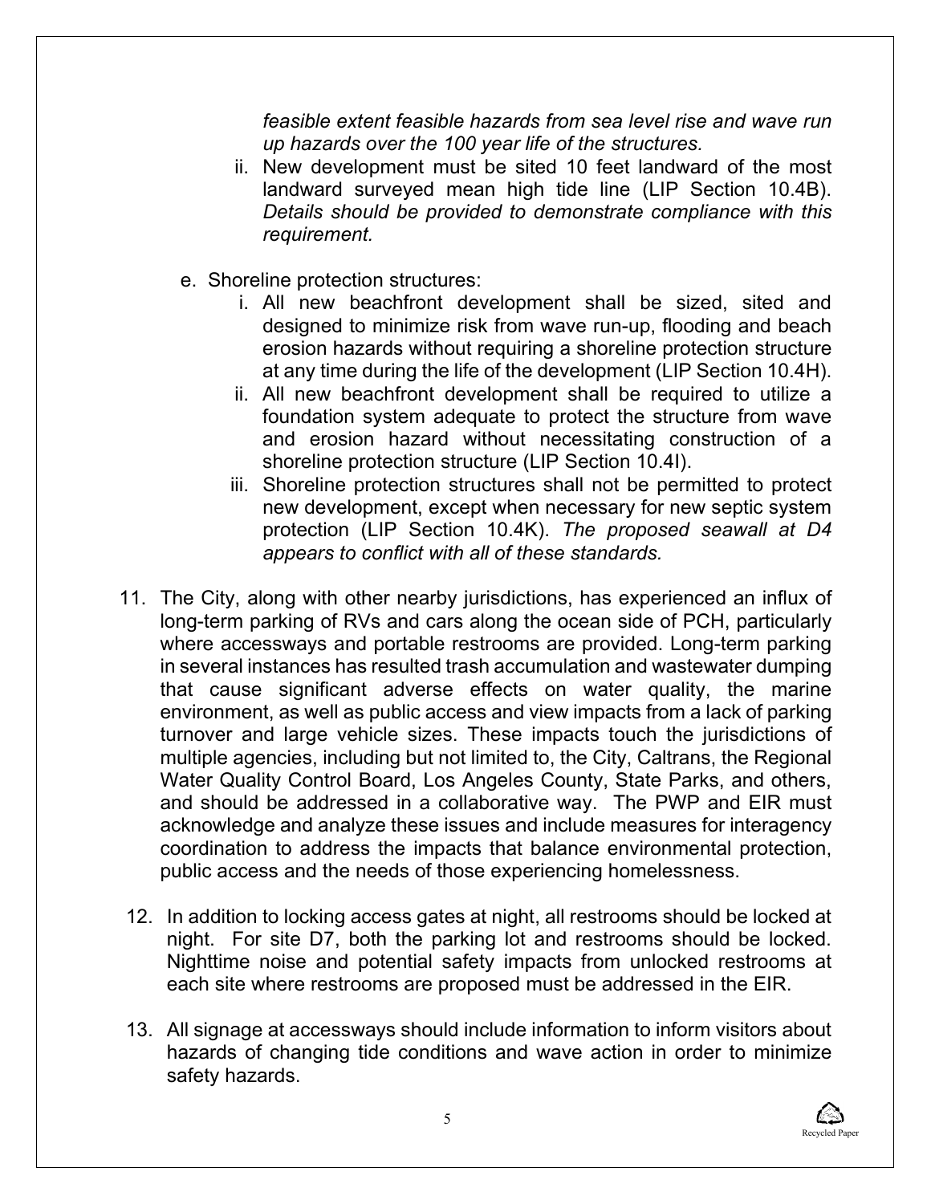*feasible extent feasible hazards from sea level rise and wave run up hazards over the 100 year life of the structures.*

   ii. New development must be sited 10 feet landward of the most landward surveyed mean high tide line (LIP Section 10.4B). *Details should be provided to demonstrate compliance with this requirement.*

e. Shoreline protection structures:
   i. All new beachfront development shall be sized, sited and designed to minimize risk from wave run-up, flooding and beach erosion hazards without requiring a shoreline protection structure at any time during the life of the development (LIP Section 10.4H).
   ii. All new beachfront development shall be required to utilize a foundation system adequate to protect the structure from wave and erosion hazard without necessitating construction of a shoreline protection structure (LIP Section 10.4I).
   iii. Shoreline protection structures shall not be permitted to protect new development, except when necessary for new septic system protection (LIP Section 10.4K). *The proposed seawall at D4 appears to conflict with all of these standards.*

11. The City, along with other nearby jurisdictions, has experienced an influx of long-term parking of RVs and cars along the ocean side of PCH, particularly where accessways and portable restrooms are provided. Long-term parking in several instances has resulted trash accumulation and wastewater dumping that cause significant adverse effects on water quality, the marine environment, as well as public access and view impacts from a lack of parking turnover and large vehicle sizes. These impacts touch the jurisdictions of multiple agencies, including but not limited to, the City, Caltrans, the Regional Water Quality Control Board, Los Angeles County, State Parks, and others, and should be addressed in a collaborative way. The PWP and EIR must acknowledge and analyze these issues and include measures for interagency coordination to address the impacts that balance environmental protection, public access and the needs of those experiencing homelessness.

12. In addition to locking access gates at night, all restrooms should be locked at night. For site D7, both the parking lot and restrooms should be locked. Nighttime noise and potential safety impacts from unlocked restrooms at each site where restrooms are proposed must be addressed in the EIR.

13. All signage at accessways should include information to inform visitors about hazards of changing tide conditions and wave action in order to minimize safety hazards.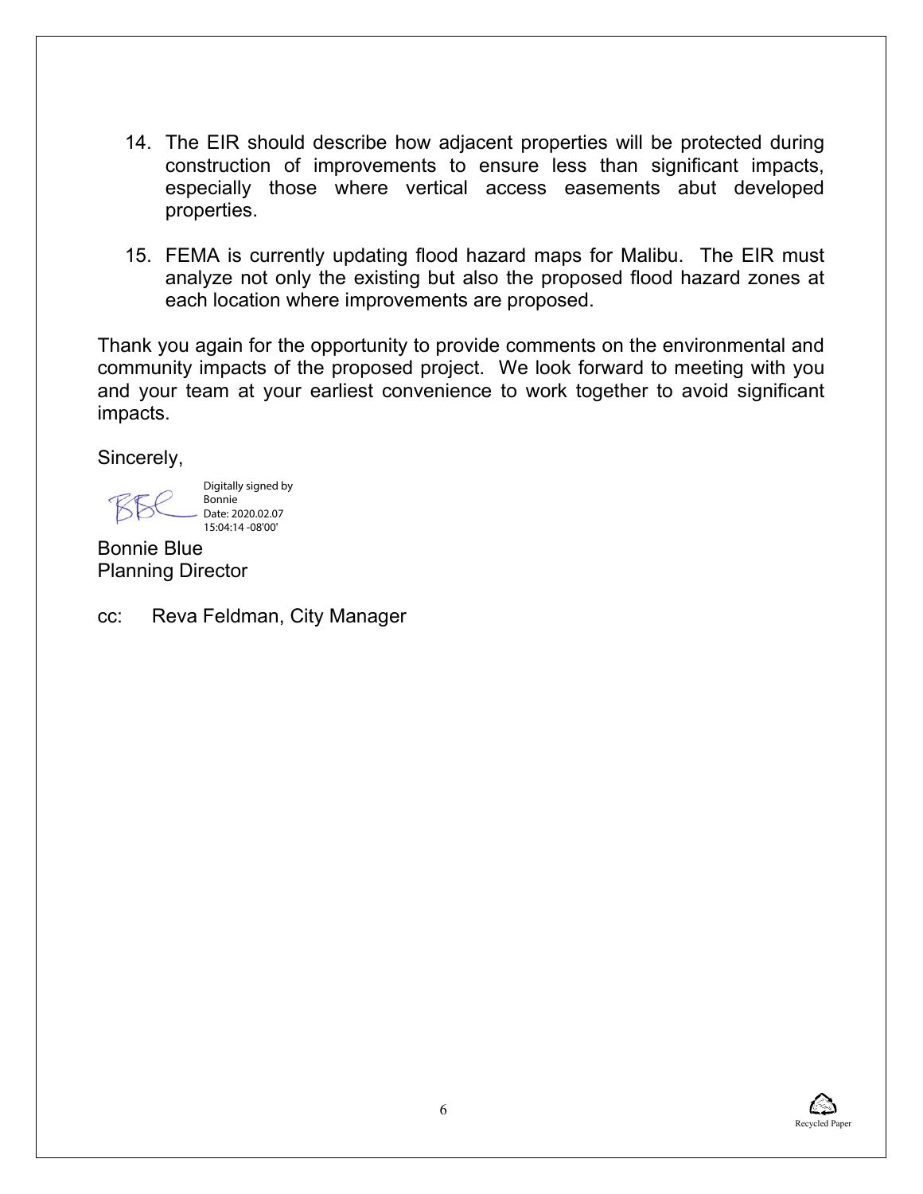14. The EIR should describe how adjacent properties will be protected during construction of improvements to ensure less than significant impacts, especially those where vertical access easements abut developed properties.

15. FEMA is currently updating flood hazard maps for Malibu. The EIR must analyze not only the existing but also the proposed flood hazard zones at each location where improvements are proposed.

Thank you again for the opportunity to provide comments on the environmental and community impacts of the proposed project. We look forward to meeting with you and your team at your earliest convenience to work together to avoid significant impacts.

Sincerely,

BBC

Digitally signed by Bonnie
Date: 2020.02.07 15:04:14 -08'00'

Bonnie Blue
Planning Director

cc: Reva Feldman, City Manager

Recycled Paper